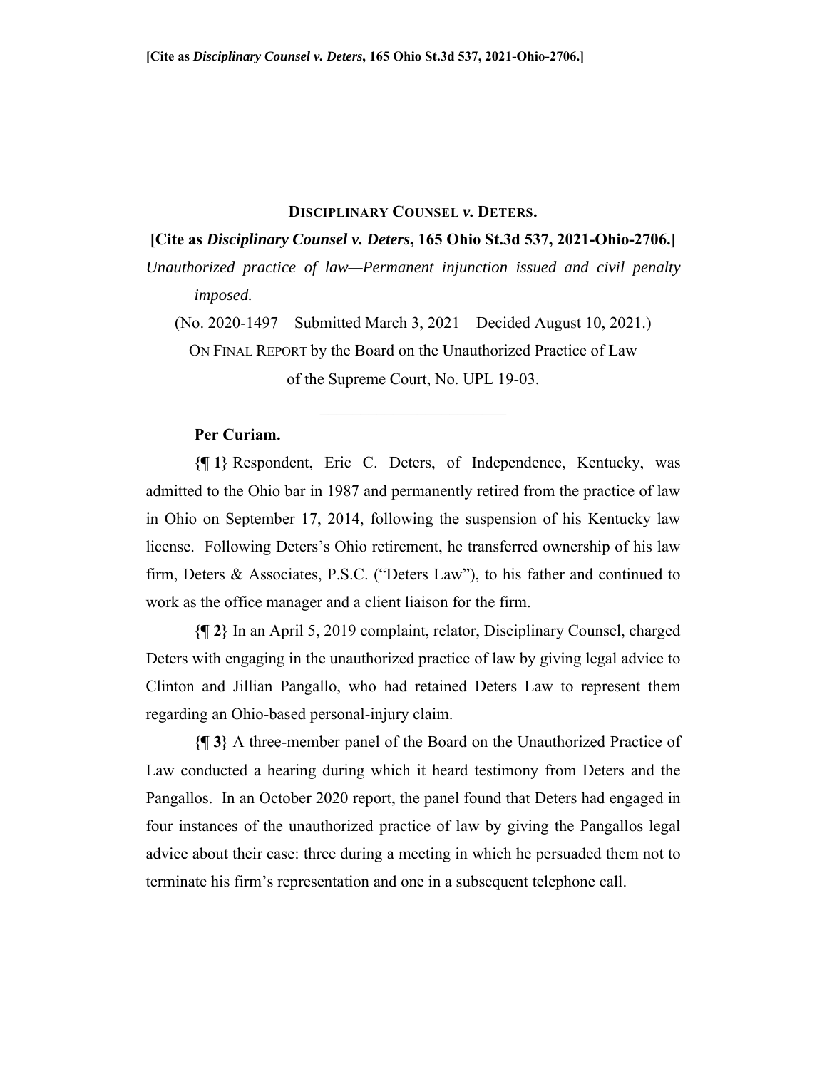**DISCIPLINARY COUNSEL *v.* DETERS.**

**[Cite as *Disciplinary Counsel v. Deters*, 165 Ohio St.3d 537, 2021-Ohio-2706.]**

*Unauthorized practice of law—Permanent injunction issued and civil penalty imposed.*

(No. 2020-1497—Submitted March 3, 2021—Decided August 10, 2021.)

ON FINAL REPORT by the Board on the Unauthorized Practice of Law of the Supreme Court, No. UPL 19-03.

---

**Per Curiam.**

**{¶ 1}** Respondent, Eric C. Deters, of Independence, Kentucky, was admitted to the Ohio bar in 1987 and permanently retired from the practice of law in Ohio on September 17, 2014, following the suspension of his Kentucky law license. Following Deters's Ohio retirement, he transferred ownership of his law firm, Deters & Associates, P.S.C. ("Deters Law"), to his father and continued to work as the office manager and a client liaison for the firm.

**{¶ 2}** In an April 5, 2019 complaint, relator, Disciplinary Counsel, charged Deters with engaging in the unauthorized practice of law by giving legal advice to Clinton and Jillian Pangallo, who had retained Deters Law to represent them regarding an Ohio-based personal-injury claim.

**{¶ 3}** A three-member panel of the Board on the Unauthorized Practice of Law conducted a hearing during which it heard testimony from Deters and the Pangallos. In an October 2020 report, the panel found that Deters had engaged in four instances of the unauthorized practice of law by giving the Pangallos legal advice about their case: three during a meeting in which he persuaded them not to terminate his firm's representation and one in a subsequent telephone call.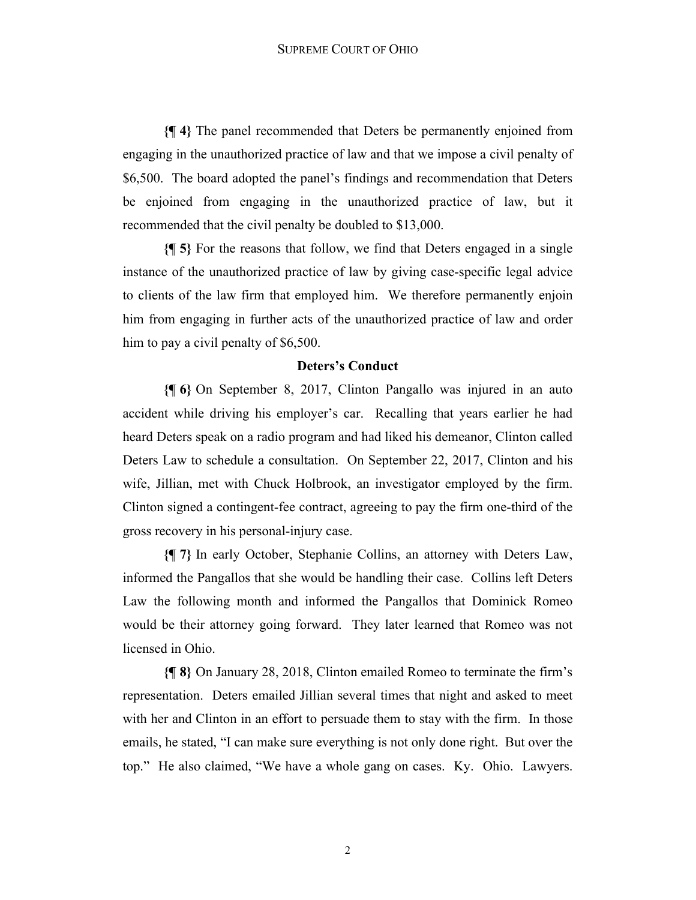**{¶ 4}** The panel recommended that Deters be permanently enjoined from engaging in the unauthorized practice of law and that we impose a civil penalty of $6,500. The board adopted the panel's findings and recommendation that Deters be enjoined from engaging in the unauthorized practice of law, but it recommended that the civil penalty be doubled to $13,000.

**{¶ 5}** For the reasons that follow, we find that Deters engaged in a single instance of the unauthorized practice of law by giving case-specific legal advice to clients of the law firm that employed him. We therefore permanently enjoin him from engaging in further acts of the unauthorized practice of law and order him to pay a civil penalty of $6,500.

## Deters's Conduct

**{¶ 6}** On September 8, 2017, Clinton Pangallo was injured in an auto accident while driving his employer's car. Recalling that years earlier he had heard Deters speak on a radio program and had liked his demeanor, Clinton called Deters Law to schedule a consultation. On September 22, 2017, Clinton and his wife, Jillian, met with Chuck Holbrook, an investigator employed by the firm. Clinton signed a contingent-fee contract, agreeing to pay the firm one-third of the gross recovery in his personal-injury case.

**{¶ 7}** In early October, Stephanie Collins, an attorney with Deters Law, informed the Pangallos that she would be handling their case. Collins left Deters Law the following month and informed the Pangallos that Dominick Romeo would be their attorney going forward. They later learned that Romeo was not licensed in Ohio.

**{¶ 8}** On January 28, 2018, Clinton emailed Romeo to terminate the firm's representation. Deters emailed Jillian several times that night and asked to meet with her and Clinton in an effort to persuade them to stay with the firm. In those emails, he stated, "I can make sure everything is not only done right. But over the top." He also claimed, "We have a whole gang on cases. Ky. Ohio. Lawyers.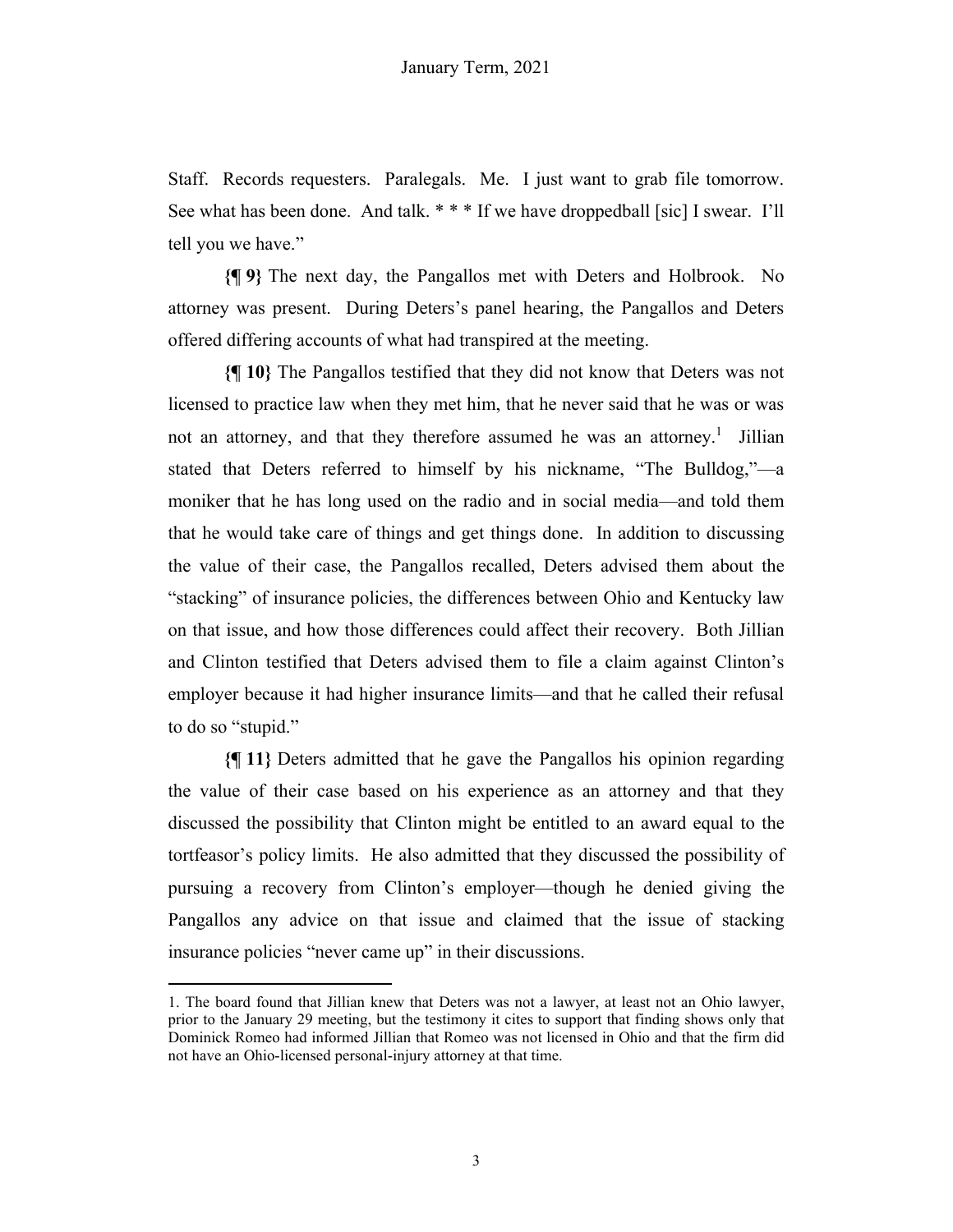Staff. Records requesters. Paralegals. Me. I just want to grab file tomorrow. See what has been done. And talk. * * * If we have droppedball [sic] I swear. I'll tell you we have."

**{¶ 9}** The next day, the Pangallos met with Deters and Holbrook. No attorney was present. During Deters's panel hearing, the Pangallos and Deters offered differing accounts of what had transpired at the meeting.

**{¶ 10}** The Pangallos testified that they did not know that Deters was not licensed to practice law when they met him, that he never said that he was or was not an attorney, and that they therefore assumed he was an attorney.[1] Jillian stated that Deters referred to himself by his nickname, "The Bulldog,"—a moniker that he has long used on the radio and in social media—and told them that he would take care of things and get things done. In addition to discussing the value of their case, the Pangallos recalled, Deters advised them about the "stacking" of insurance policies, the differences between Ohio and Kentucky law on that issue, and how those differences could affect their recovery. Both Jillian and Clinton testified that Deters advised them to file a claim against Clinton's employer because it had higher insurance limits—and that he called their refusal to do so "stupid."

**{¶ 11}** Deters admitted that he gave the Pangallos his opinion regarding the value of their case based on his experience as an attorney and that they discussed the possibility that Clinton might be entitled to an award equal to the tortfeasor's policy limits. He also admitted that they discussed the possibility of pursuing a recovery from Clinton's employer—though he denied giving the Pangallos any advice on that issue and claimed that the issue of stacking insurance policies "never came up" in their discussions.

---

1. The board found that Jillian knew that Deters was not a lawyer, at least not an Ohio lawyer, prior to the January 29 meeting, but the testimony it cites to support that finding shows only that Dominick Romeo had informed Jillian that Romeo was not licensed in Ohio and that the firm did not have an Ohio-licensed personal-injury attorney at that time.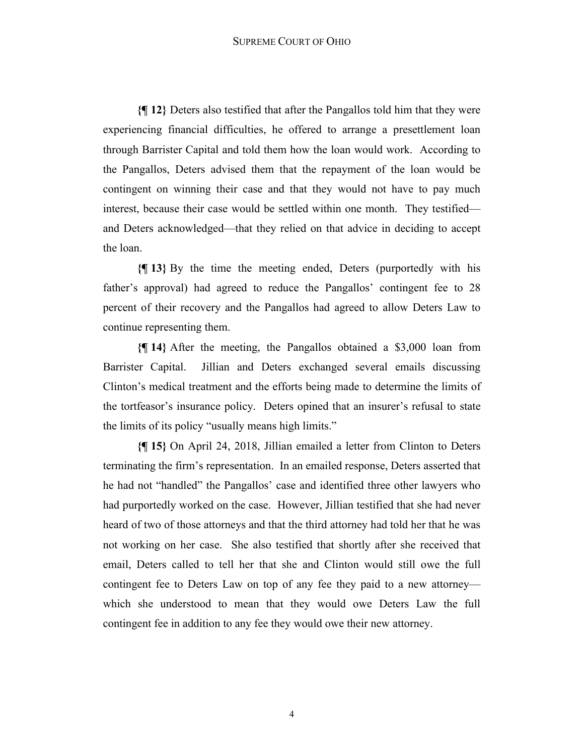**{¶ 12}** Deters also testified that after the Pangallos told him that they were experiencing financial difficulties, he offered to arrange a presettlement loan through Barrister Capital and told them how the loan would work. According to the Pangallos, Deters advised them that the repayment of the loan would be contingent on winning their case and that they would not have to pay much interest, because their case would be settled within one month. They testified—and Deters acknowledged—that they relied on that advice in deciding to accept the loan.

**{¶ 13}** By the time the meeting ended, Deters (purportedly with his father's approval) had agreed to reduce the Pangallos' contingent fee to 28 percent of their recovery and the Pangallos had agreed to allow Deters Law to continue representing them.

**{¶ 14}** After the meeting, the Pangallos obtained a $3,000 loan from Barrister Capital. Jillian and Deters exchanged several emails discussing Clinton's medical treatment and the efforts being made to determine the limits of the tortfeasor's insurance policy. Deters opined that an insurer's refusal to state the limits of its policy "usually means high limits."

**{¶ 15}** On April 24, 2018, Jillian emailed a letter from Clinton to Deters terminating the firm's representation. In an emailed response, Deters asserted that he had not "handled" the Pangallos' case and identified three other lawyers who had purportedly worked on the case. However, Jillian testified that she had never heard of two of those attorneys and that the third attorney had told her that he was not working on her case. She also testified that shortly after she received that email, Deters called to tell her that she and Clinton would still owe the full contingent fee to Deters Law on top of any fee they paid to a new attorney—which she understood to mean that they would owe Deters Law the full contingent fee in addition to any fee they would owe their new attorney.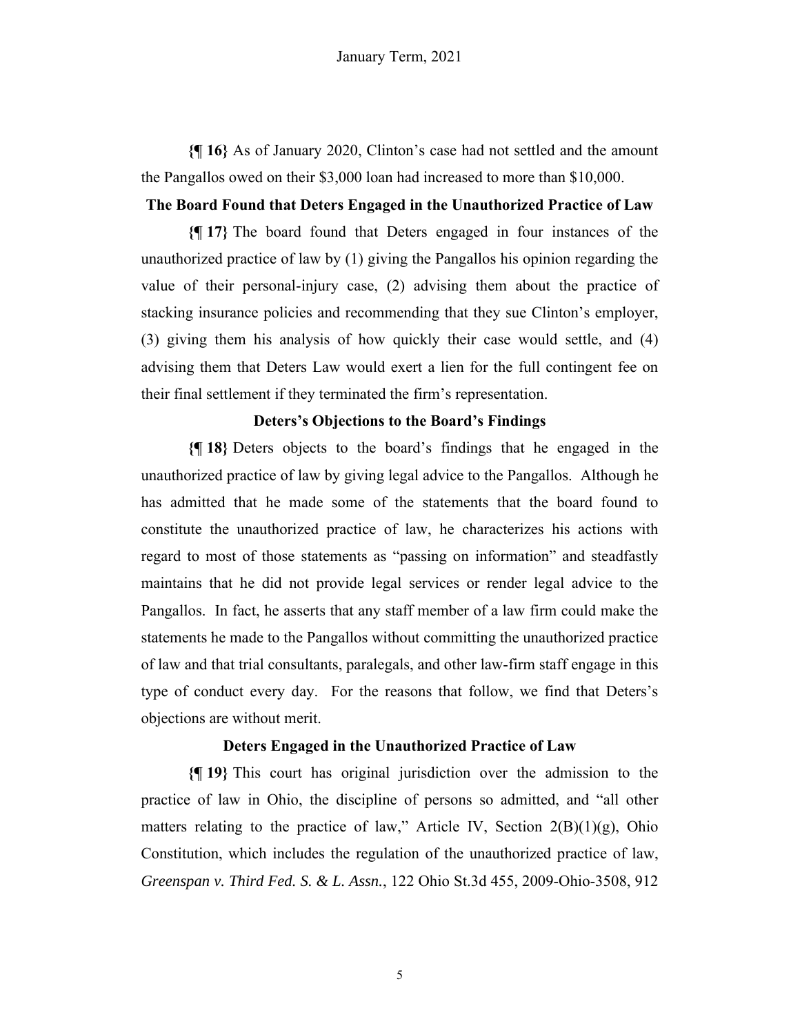**{¶ 16}** As of January 2020, Clinton's case had not settled and the amount the Pangallos owed on their $3,000 loan had increased to more than $10,000.

### The Board Found that Deters Engaged in the Unauthorized Practice of Law

**{¶ 17}** The board found that Deters engaged in four instances of the unauthorized practice of law by (1) giving the Pangallos his opinion regarding the value of their personal-injury case, (2) advising them about the practice of stacking insurance policies and recommending that they sue Clinton's employer, (3) giving them his analysis of how quickly their case would settle, and (4) advising them that Deters Law would exert a lien for the full contingent fee on their final settlement if they terminated the firm's representation.

### Deters's Objections to the Board's Findings

**{¶ 18}** Deters objects to the board's findings that he engaged in the unauthorized practice of law by giving legal advice to the Pangallos. Although he has admitted that he made some of the statements that the board found to constitute the unauthorized practice of law, he characterizes his actions with regard to most of those statements as "passing on information" and steadfastly maintains that he did not provide legal services or render legal advice to the Pangallos. In fact, he asserts that any staff member of a law firm could make the statements he made to the Pangallos without committing the unauthorized practice of law and that trial consultants, paralegals, and other law-firm staff engage in this type of conduct every day. For the reasons that follow, we find that Deters's objections are without merit.

### Deters Engaged in the Unauthorized Practice of Law

**{¶ 19}** This court has original jurisdiction over the admission to the practice of law in Ohio, the discipline of persons so admitted, and "all other matters relating to the practice of law," Article IV, Section 2(B)(1)(g), Ohio Constitution, which includes the regulation of the unauthorized practice of law, *Greenspan v. Third Fed. S. & L. Assn.*, 122 Ohio St.3d 455, 2009-Ohio-3508, 912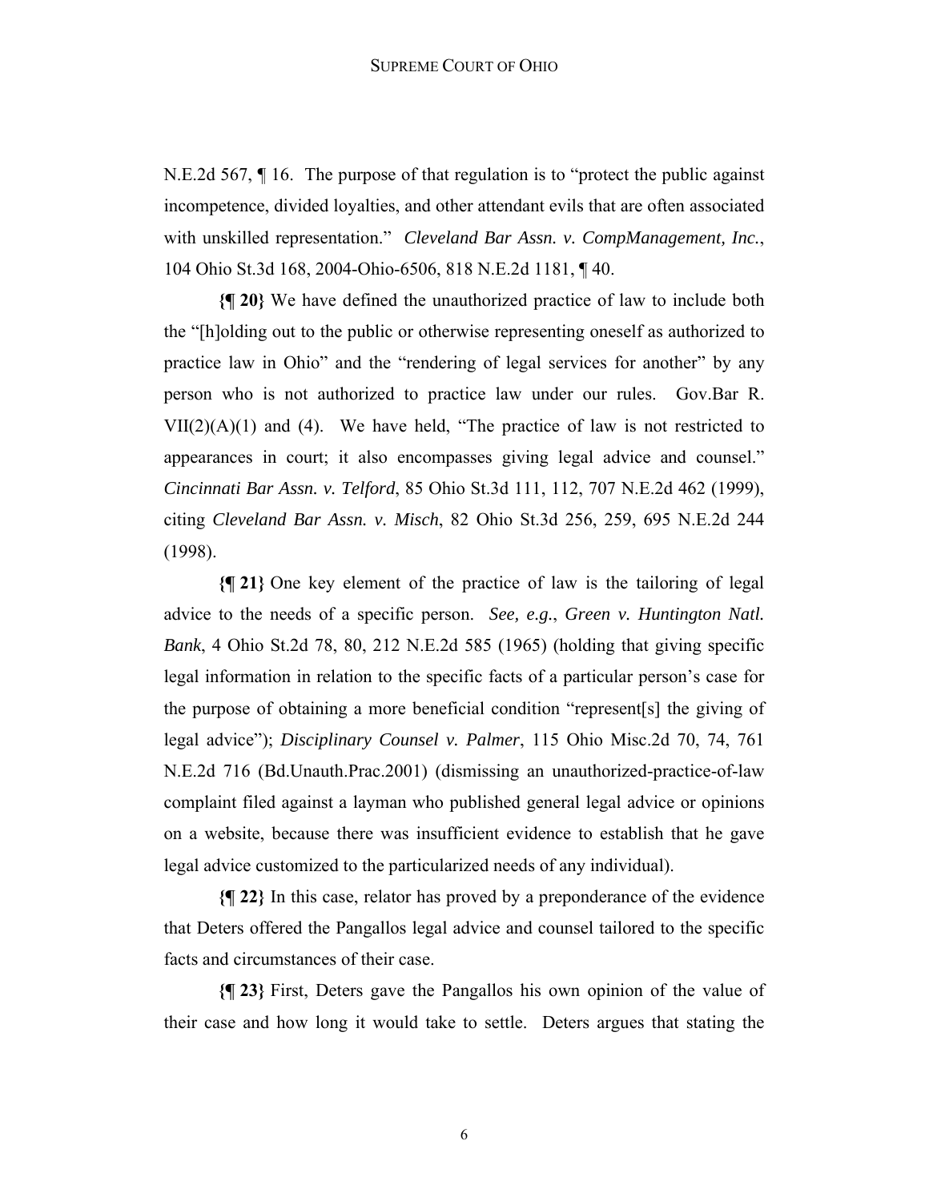N.E.2d 567, ¶ 16. The purpose of that regulation is to "protect the public against incompetence, divided loyalties, and other attendant evils that are often associated with unskilled representation." *Cleveland Bar Assn. v. CompManagement, Inc.*, 104 Ohio St.3d 168, 2004-Ohio-6506, 818 N.E.2d 1181, ¶ 40.

**{¶ 20}** We have defined the unauthorized practice of law to include both the "[h]olding out to the public or otherwise representing oneself as authorized to practice law in Ohio" and the "rendering of legal services for another" by any person who is not authorized to practice law under our rules. Gov.Bar R. VII(2)(A)(1) and (4). We have held, "The practice of law is not restricted to appearances in court; it also encompasses giving legal advice and counsel." *Cincinnati Bar Assn. v. Telford*, 85 Ohio St.3d 111, 112, 707 N.E.2d 462 (1999), citing *Cleveland Bar Assn. v. Misch*, 82 Ohio St.3d 256, 259, 695 N.E.2d 244 (1998).

**{¶ 21}** One key element of the practice of law is the tailoring of legal advice to the needs of a specific person. *See, e.g.*, *Green v. Huntington Natl. Bank*, 4 Ohio St.2d 78, 80, 212 N.E.2d 585 (1965) (holding that giving specific legal information in relation to the specific facts of a particular person's case for the purpose of obtaining a more beneficial condition "represent[s] the giving of legal advice"); *Disciplinary Counsel v. Palmer*, 115 Ohio Misc.2d 70, 74, 761 N.E.2d 716 (Bd.Unauth.Prac.2001) (dismissing an unauthorized-practice-of-law complaint filed against a layman who published general legal advice or opinions on a website, because there was insufficient evidence to establish that he gave legal advice customized to the particularized needs of any individual).

**{¶ 22}** In this case, relator has proved by a preponderance of the evidence that Deters offered the Pangallos legal advice and counsel tailored to the specific facts and circumstances of their case.

**{¶ 23}** First, Deters gave the Pangallos his own opinion of the value of their case and how long it would take to settle. Deters argues that stating the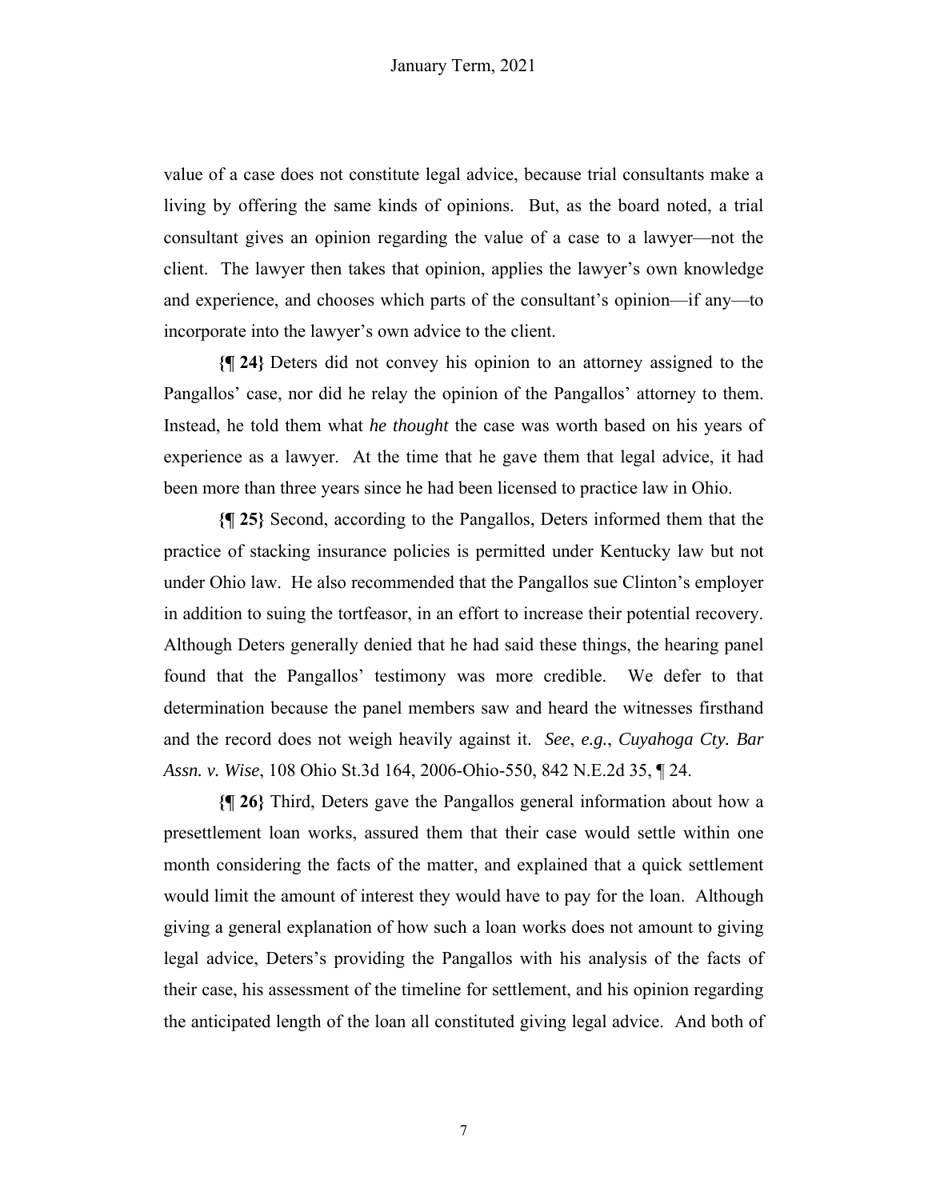value of a case does not constitute legal advice, because trial consultants make a living by offering the same kinds of opinions. But, as the board noted, a trial consultant gives an opinion regarding the value of a case to a lawyer—not the client. The lawyer then takes that opinion, applies the lawyer's own knowledge and experience, and chooses which parts of the consultant's opinion—if any—to incorporate into the lawyer's own advice to the client.

**{¶ 24}** Deters did not convey his opinion to an attorney assigned to the Pangallos' case, nor did he relay the opinion of the Pangallos' attorney to them. Instead, he told them what *he thought* the case was worth based on his years of experience as a lawyer. At the time that he gave them that legal advice, it had been more than three years since he had been licensed to practice law in Ohio.

**{¶ 25}** Second, according to the Pangallos, Deters informed them that the practice of stacking insurance policies is permitted under Kentucky law but not under Ohio law. He also recommended that the Pangallos sue Clinton's employer in addition to suing the tortfeasor, in an effort to increase their potential recovery. Although Deters generally denied that he had said these things, the hearing panel found that the Pangallos' testimony was more credible. We defer to that determination because the panel members saw and heard the witnesses firsthand and the record does not weigh heavily against it. *See*, *e.g.*, *Cuyahoga Cty. Bar Assn. v. Wise*, 108 Ohio St.3d 164, 2006-Ohio-550, 842 N.E.2d 35, ¶ 24.

**{¶ 26}** Third, Deters gave the Pangallos general information about how a presettlement loan works, assured them that their case would settle within one month considering the facts of the matter, and explained that a quick settlement would limit the amount of interest they would have to pay for the loan. Although giving a general explanation of how such a loan works does not amount to giving legal advice, Deters's providing the Pangallos with his analysis of the facts of their case, his assessment of the timeline for settlement, and his opinion regarding the anticipated length of the loan all constituted giving legal advice. And both of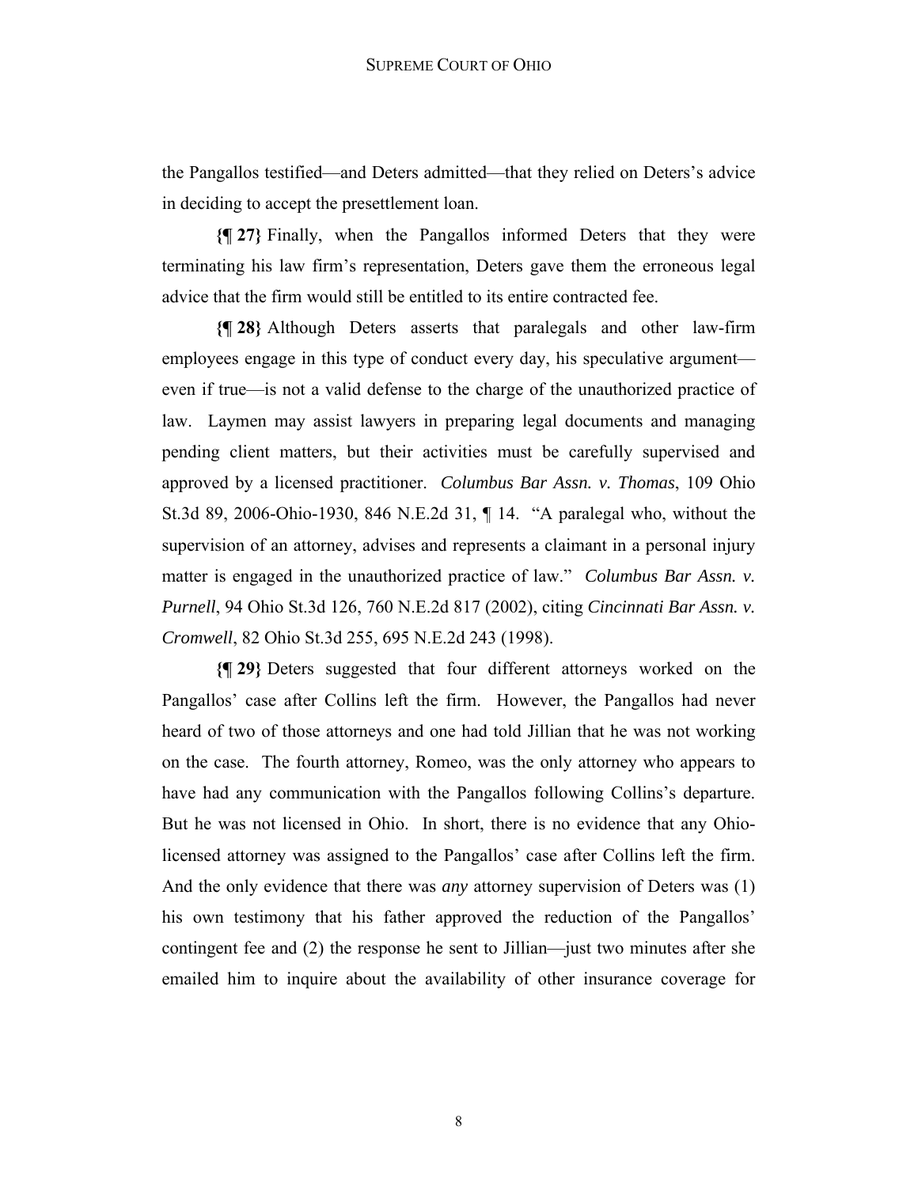the Pangallos testified—and Deters admitted—that they relied on Deters's advice in deciding to accept the presettlement loan.

**{¶ 27}** Finally, when the Pangallos informed Deters that they were terminating his law firm's representation, Deters gave them the erroneous legal advice that the firm would still be entitled to its entire contracted fee.

**{¶ 28}** Although Deters asserts that paralegals and other law-firm employees engage in this type of conduct every day, his speculative argument—even if true—is not a valid defense to the charge of the unauthorized practice of law. Laymen may assist lawyers in preparing legal documents and managing pending client matters, but their activities must be carefully supervised and approved by a licensed practitioner. *Columbus Bar Assn. v. Thomas*, 109 Ohio St.3d 89, 2006-Ohio-1930, 846 N.E.2d 31, ¶ 14. "A paralegal who, without the supervision of an attorney, advises and represents a claimant in a personal injury matter is engaged in the unauthorized practice of law." *Columbus Bar Assn. v. Purnell*, 94 Ohio St.3d 126, 760 N.E.2d 817 (2002), citing *Cincinnati Bar Assn. v. Cromwell*, 82 Ohio St.3d 255, 695 N.E.2d 243 (1998).

**{¶ 29}** Deters suggested that four different attorneys worked on the Pangallos' case after Collins left the firm. However, the Pangallos had never heard of two of those attorneys and one had told Jillian that he was not working on the case. The fourth attorney, Romeo, was the only attorney who appears to have had any communication with the Pangallos following Collins's departure. But he was not licensed in Ohio. In short, there is no evidence that any Ohio-licensed attorney was assigned to the Pangallos' case after Collins left the firm. And the only evidence that there was *any* attorney supervision of Deters was (1) his own testimony that his father approved the reduction of the Pangallos' contingent fee and (2) the response he sent to Jillian—just two minutes after she emailed him to inquire about the availability of other insurance coverage for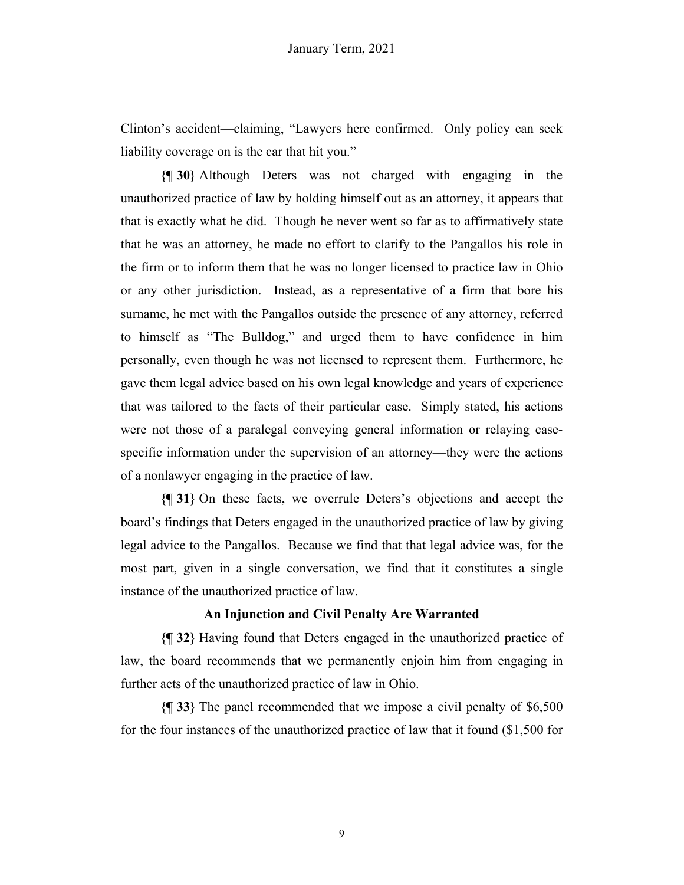Clinton's accident—claiming, "Lawyers here confirmed. Only policy can seek liability coverage on is the car that hit you."

**{¶ 30}** Although Deters was not charged with engaging in the unauthorized practice of law by holding himself out as an attorney, it appears that that is exactly what he did. Though he never went so far as to affirmatively state that he was an attorney, he made no effort to clarify to the Pangallos his role in the firm or to inform them that he was no longer licensed to practice law in Ohio or any other jurisdiction. Instead, as a representative of a firm that bore his surname, he met with the Pangallos outside the presence of any attorney, referred to himself as "The Bulldog," and urged them to have confidence in him personally, even though he was not licensed to represent them. Furthermore, he gave them legal advice based on his own legal knowledge and years of experience that was tailored to the facts of their particular case. Simply stated, his actions were not those of a paralegal conveying general information or relaying case-specific information under the supervision of an attorney—they were the actions of a nonlawyer engaging in the practice of law.

**{¶ 31}** On these facts, we overrule Deters's objections and accept the board's findings that Deters engaged in the unauthorized practice of law by giving legal advice to the Pangallos. Because we find that that legal advice was, for the most part, given in a single conversation, we find that it constitutes a single instance of the unauthorized practice of law.

### An Injunction and Civil Penalty Are Warranted

**{¶ 32}** Having found that Deters engaged in the unauthorized practice of law, the board recommends that we permanently enjoin him from engaging in further acts of the unauthorized practice of law in Ohio.

**{¶ 33}** The panel recommended that we impose a civil penalty of $6,500 for the four instances of the unauthorized practice of law that it found ($1,500 for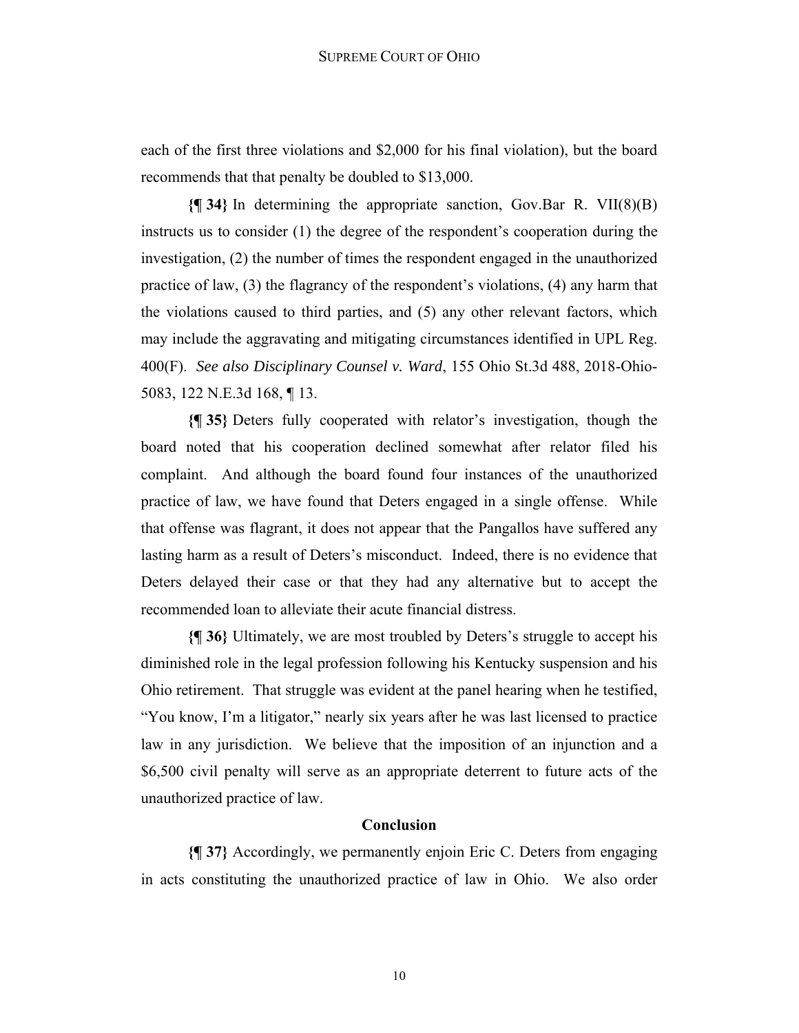each of the first three violations and $2,000 for his final violation), but the board recommends that that penalty be doubled to $13,000.

**{¶ 34}** In determining the appropriate sanction, Gov.Bar R. VII(8)(B) instructs us to consider (1) the degree of the respondent's cooperation during the investigation, (2) the number of times the respondent engaged in the unauthorized practice of law, (3) the flagrancy of the respondent's violations, (4) any harm that the violations caused to third parties, and (5) any other relevant factors, which may include the aggravating and mitigating circumstances identified in UPL Reg. 400(F). *See also Disciplinary Counsel v. Ward*, 155 Ohio St.3d 488, 2018-Ohio-5083, 122 N.E.3d 168, ¶ 13.

**{¶ 35}** Deters fully cooperated with relator's investigation, though the board noted that his cooperation declined somewhat after relator filed his complaint. And although the board found four instances of the unauthorized practice of law, we have found that Deters engaged in a single offense. While that offense was flagrant, it does not appear that the Pangallos have suffered any lasting harm as a result of Deters's misconduct. Indeed, there is no evidence that Deters delayed their case or that they had any alternative but to accept the recommended loan to alleviate their acute financial distress.

**{¶ 36}** Ultimately, we are most troubled by Deters's struggle to accept his diminished role in the legal profession following his Kentucky suspension and his Ohio retirement. That struggle was evident at the panel hearing when he testified, "You know, I'm a litigator," nearly six years after he was last licensed to practice law in any jurisdiction. We believe that the imposition of an injunction and a $6,500 civil penalty will serve as an appropriate deterrent to future acts of the unauthorized practice of law.

## Conclusion

**{¶ 37}** Accordingly, we permanently enjoin Eric C. Deters from engaging in acts constituting the unauthorized practice of law in Ohio. We also order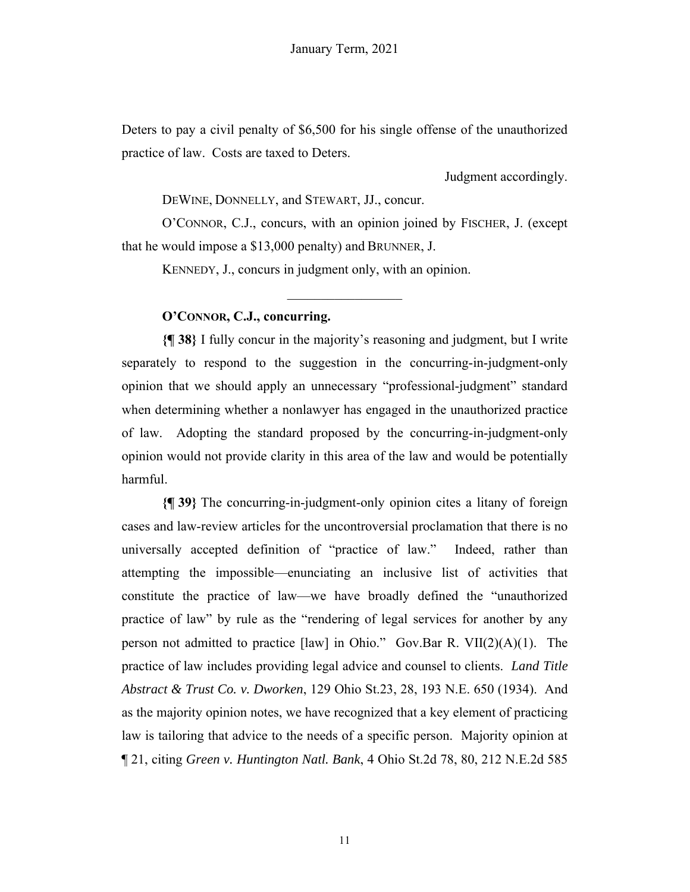Deters to pay a civil penalty of $6,500 for his single offense of the unauthorized practice of law. Costs are taxed to Deters.

Judgment accordingly.

DEWINE, DONNELLY, and STEWART, JJ., concur.

O'CONNOR, C.J., concurs, with an opinion joined by FISCHER, J. (except that he would impose a $13,000 penalty) and BRUNNER, J.

KENNEDY, J., concurs in judgment only, with an opinion.

---

**O'CONNOR, C.J., concurring.**

**{¶ 38}** I fully concur in the majority's reasoning and judgment, but I write separately to respond to the suggestion in the concurring-in-judgment-only opinion that we should apply an unnecessary "professional-judgment" standard when determining whether a nonlawyer has engaged in the unauthorized practice of law. Adopting the standard proposed by the concurring-in-judgment-only opinion would not provide clarity in this area of the law and would be potentially harmful.

**{¶ 39}** The concurring-in-judgment-only opinion cites a litany of foreign cases and law-review articles for the uncontroversial proclamation that there is no universally accepted definition of "practice of law." Indeed, rather than attempting the impossible—enunciating an inclusive list of activities that constitute the practice of law—we have broadly defined the "unauthorized practice of law" by rule as the "rendering of legal services for another by any person not admitted to practice [law] in Ohio." Gov.Bar R. VII(2)(A)(1). The practice of law includes providing legal advice and counsel to clients. *Land Title Abstract & Trust Co. v. Dworken*, 129 Ohio St.23, 28, 193 N.E. 650 (1934). And as the majority opinion notes, we have recognized that a key element of practicing law is tailoring that advice to the needs of a specific person. Majority opinion at ¶ 21, citing *Green v. Huntington Natl. Bank*, 4 Ohio St.2d 78, 80, 212 N.E.2d 585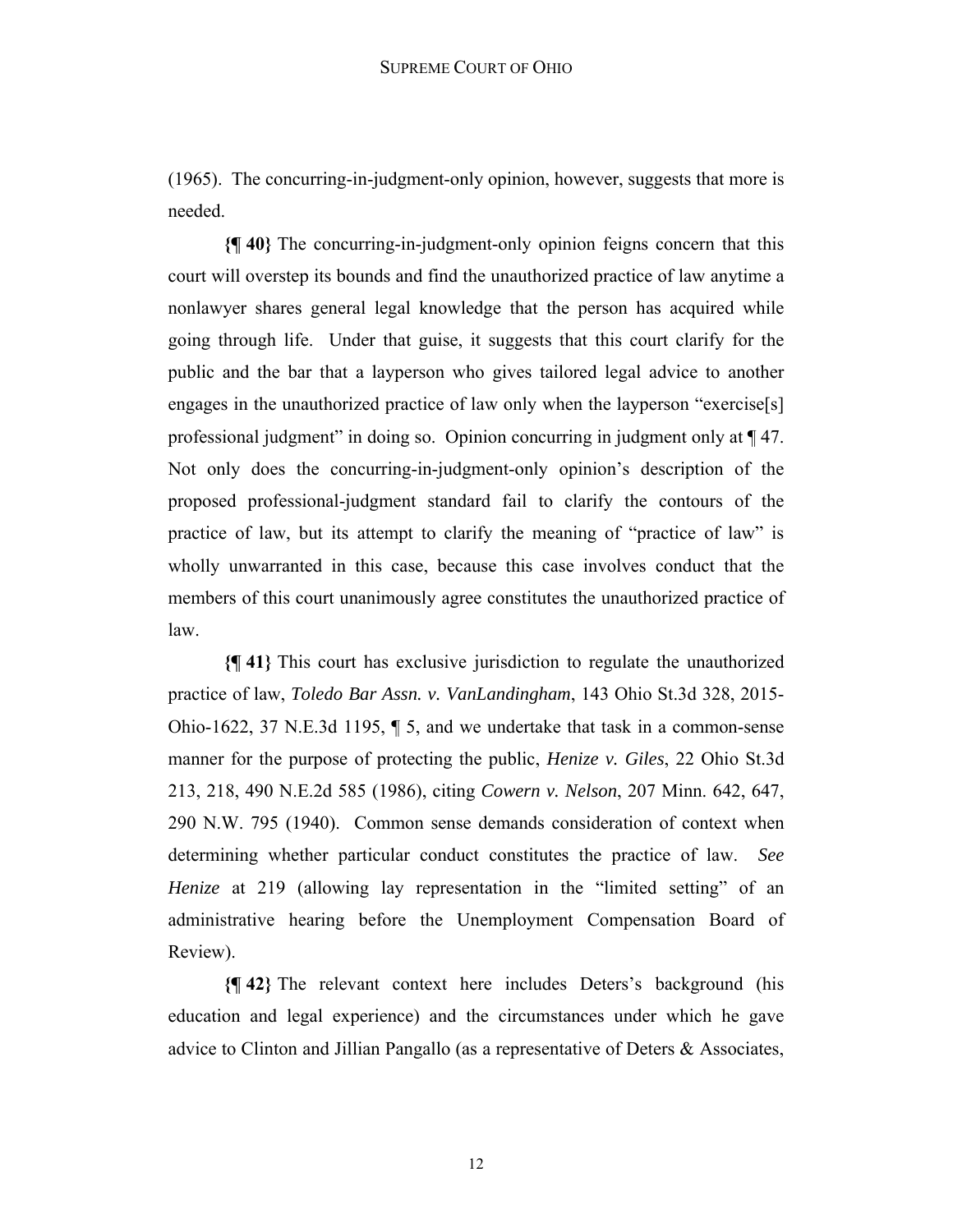(1965). The concurring-in-judgment-only opinion, however, suggests that more is needed.

**{¶ 40}** The concurring-in-judgment-only opinion feigns concern that this court will overstep its bounds and find the unauthorized practice of law anytime a nonlawyer shares general legal knowledge that the person has acquired while going through life. Under that guise, it suggests that this court clarify for the public and the bar that a layperson who gives tailored legal advice to another engages in the unauthorized practice of law only when the layperson "exercise[s] professional judgment" in doing so. Opinion concurring in judgment only at ¶ 47. Not only does the concurring-in-judgment-only opinion's description of the proposed professional-judgment standard fail to clarify the contours of the practice of law, but its attempt to clarify the meaning of "practice of law" is wholly unwarranted in this case, because this case involves conduct that the members of this court unanimously agree constitutes the unauthorized practice of law.

**{¶ 41}** This court has exclusive jurisdiction to regulate the unauthorized practice of law, *Toledo Bar Assn. v. VanLandingham*, 143 Ohio St.3d 328, 2015-Ohio-1622, 37 N.E.3d 1195, ¶ 5, and we undertake that task in a common-sense manner for the purpose of protecting the public, *Henize v. Giles*, 22 Ohio St.3d 213, 218, 490 N.E.2d 585 (1986), citing *Cowern v. Nelson*, 207 Minn. 642, 647, 290 N.W. 795 (1940). Common sense demands consideration of context when determining whether particular conduct constitutes the practice of law. *See Henize* at 219 (allowing lay representation in the "limited setting" of an administrative hearing before the Unemployment Compensation Board of Review).

**{¶ 42}** The relevant context here includes Deters's background (his education and legal experience) and the circumstances under which he gave advice to Clinton and Jillian Pangallo (as a representative of Deters & Associates,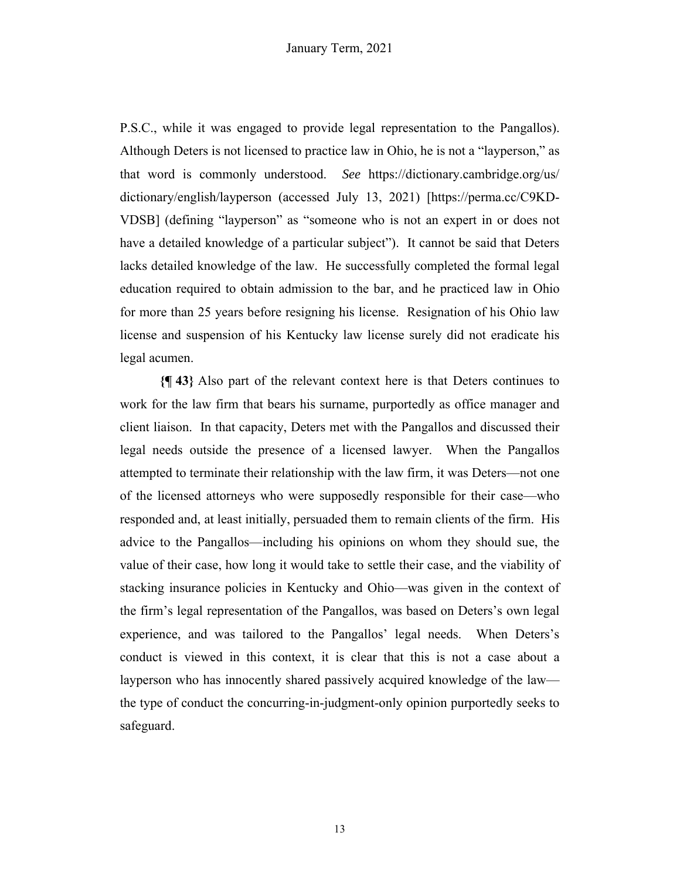P.S.C., while it was engaged to provide legal representation to the Pangallos). Although Deters is not licensed to practice law in Ohio, he is not a "layperson," as that word is commonly understood. *See* https://dictionary.cambridge.org/us/dictionary/english/layperson (accessed July 13, 2021) [https://perma.cc/C9KD-VDSB] (defining "layperson" as "someone who is not an expert in or does not have a detailed knowledge of a particular subject"). It cannot be said that Deters lacks detailed knowledge of the law. He successfully completed the formal legal education required to obtain admission to the bar, and he practiced law in Ohio for more than 25 years before resigning his license. Resignation of his Ohio law license and suspension of his Kentucky law license surely did not eradicate his legal acumen.

**{¶ 43}** Also part of the relevant context here is that Deters continues to work for the law firm that bears his surname, purportedly as office manager and client liaison. In that capacity, Deters met with the Pangallos and discussed their legal needs outside the presence of a licensed lawyer. When the Pangallos attempted to terminate their relationship with the law firm, it was Deters—not one of the licensed attorneys who were supposedly responsible for their case—who responded and, at least initially, persuaded them to remain clients of the firm. His advice to the Pangallos—including his opinions on whom they should sue, the value of their case, how long it would take to settle their case, and the viability of stacking insurance policies in Kentucky and Ohio—was given in the context of the firm's legal representation of the Pangallos, was based on Deters's own legal experience, and was tailored to the Pangallos' legal needs. When Deters's conduct is viewed in this context, it is clear that this is not a case about a layperson who has innocently shared passively acquired knowledge of the law—the type of conduct the concurring-in-judgment-only opinion purportedly seeks to safeguard.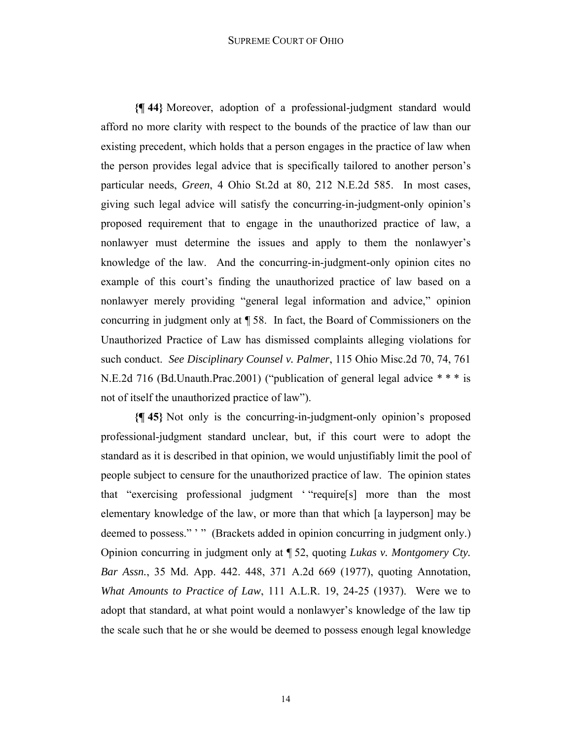**{¶ 44}** Moreover, adoption of a professional-judgment standard would afford no more clarity with respect to the bounds of the practice of law than our existing precedent, which holds that a person engages in the practice of law when the person provides legal advice that is specifically tailored to another person's particular needs, *Green*, 4 Ohio St.2d at 80, 212 N.E.2d 585. In most cases, giving such legal advice will satisfy the concurring-in-judgment-only opinion's proposed requirement that to engage in the unauthorized practice of law, a nonlawyer must determine the issues and apply to them the nonlawyer's knowledge of the law. And the concurring-in-judgment-only opinion cites no example of this court's finding the unauthorized practice of law based on a nonlawyer merely providing "general legal information and advice," opinion concurring in judgment only at ¶ 58. In fact, the Board of Commissioners on the Unauthorized Practice of Law has dismissed complaints alleging violations for such conduct. *See Disciplinary Counsel v. Palmer*, 115 Ohio Misc.2d 70, 74, 761 N.E.2d 716 (Bd.Unauth.Prac.2001) ("publication of general legal advice * * * is not of itself the unauthorized practice of law").

**{¶ 45}** Not only is the concurring-in-judgment-only opinion's proposed professional-judgment standard unclear, but, if this court were to adopt the standard as it is described in that opinion, we would unjustifiably limit the pool of people subject to censure for the unauthorized practice of law. The opinion states that "exercising professional judgment ' "require[s] more than the most elementary knowledge of the law, or more than that which [a layperson] may be deemed to possess." ' " (Brackets added in opinion concurring in judgment only.) Opinion concurring in judgment only at ¶ 52, quoting *Lukas v. Montgomery Cty. Bar Assn.*, 35 Md. App. 442. 448, 371 A.2d 669 (1977), quoting Annotation, *What Amounts to Practice of Law*, 111 A.L.R. 19, 24-25 (1937). Were we to adopt that standard, at what point would a nonlawyer's knowledge of the law tip the scale such that he or she would be deemed to possess enough legal knowledge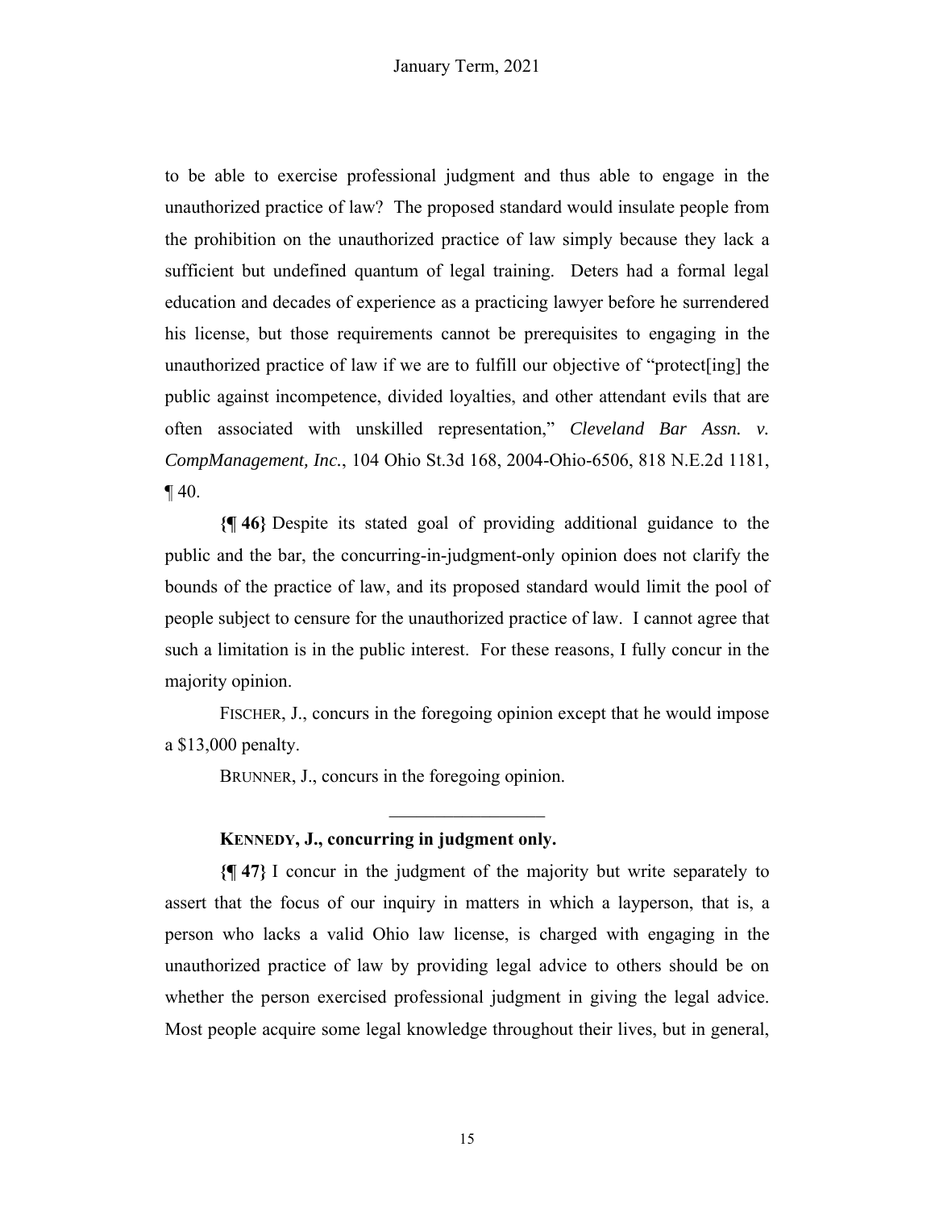to be able to exercise professional judgment and thus able to engage in the unauthorized practice of law? The proposed standard would insulate people from the prohibition on the unauthorized practice of law simply because they lack a sufficient but undefined quantum of legal training. Deters had a formal legal education and decades of experience as a practicing lawyer before he surrendered his license, but those requirements cannot be prerequisites to engaging in the unauthorized practice of law if we are to fulfill our objective of "protect[ing] the public against incompetence, divided loyalties, and other attendant evils that are often associated with unskilled representation," *Cleveland Bar Assn. v. CompManagement, Inc.*, 104 Ohio St.3d 168, 2004-Ohio-6506, 818 N.E.2d 1181, ¶ 40.

**{¶ 46}** Despite its stated goal of providing additional guidance to the public and the bar, the concurring-in-judgment-only opinion does not clarify the bounds of the practice of law, and its proposed standard would limit the pool of people subject to censure for the unauthorized practice of law. I cannot agree that such a limitation is in the public interest. For these reasons, I fully concur in the majority opinion.

FISCHER, J., concurs in the foregoing opinion except that he would impose a $13,000 penalty.

BRUNNER, J., concurs in the foregoing opinion.

---

**KENNEDY, J., concurring in judgment only.**

**{¶ 47}** I concur in the judgment of the majority but write separately to assert that the focus of our inquiry in matters in which a layperson, that is, a person who lacks a valid Ohio law license, is charged with engaging in the unauthorized practice of law by providing legal advice to others should be on whether the person exercised professional judgment in giving the legal advice. Most people acquire some legal knowledge throughout their lives, but in general,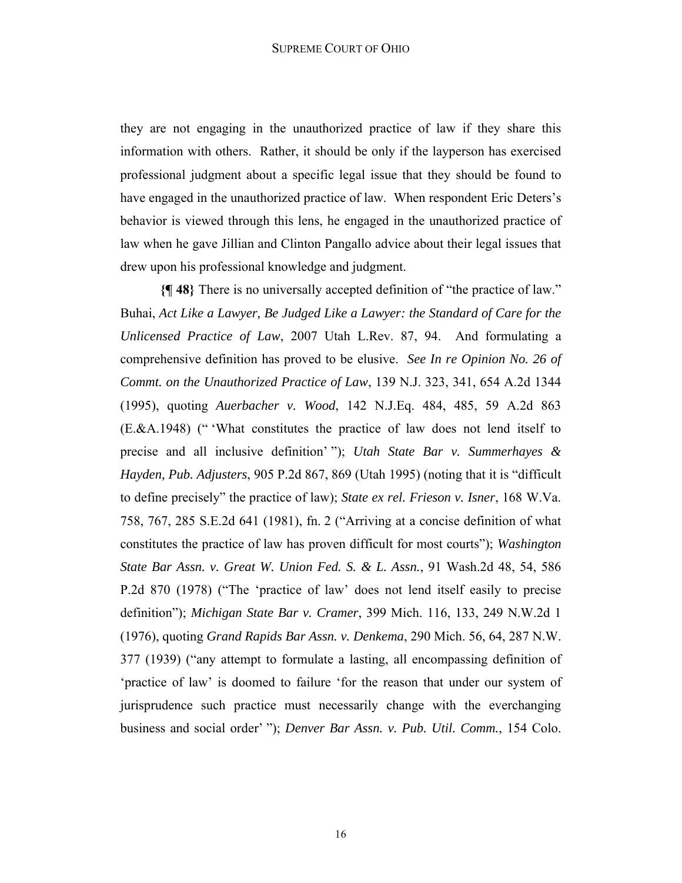they are not engaging in the unauthorized practice of law if they share this information with others. Rather, it should be only if the layperson has exercised professional judgment about a specific legal issue that they should be found to have engaged in the unauthorized practice of law. When respondent Eric Deters's behavior is viewed through this lens, he engaged in the unauthorized practice of law when he gave Jillian and Clinton Pangallo advice about their legal issues that drew upon his professional knowledge and judgment.

**{¶ 48}** There is no universally accepted definition of "the practice of law." Buhai, *Act Like a Lawyer, Be Judged Like a Lawyer: the Standard of Care for the Unlicensed Practice of Law*, 2007 Utah L.Rev. 87, 94. And formulating a comprehensive definition has proved to be elusive. *See In re Opinion No. 26 of Commt. on the Unauthorized Practice of Law*, 139 N.J. 323, 341, 654 A.2d 1344 (1995), quoting *Auerbacher v. Wood*, 142 N.J.Eq. 484, 485, 59 A.2d 863 (E.&A.1948) (" 'What constitutes the practice of law does not lend itself to precise and all inclusive definition' "); *Utah State Bar v. Summerhayes & Hayden, Pub. Adjusters*, 905 P.2d 867, 869 (Utah 1995) (noting that it is "difficult to define precisely" the practice of law); *State ex rel. Frieson v. Isner*, 168 W.Va. 758, 767, 285 S.E.2d 641 (1981), fn. 2 ("Arriving at a concise definition of what constitutes the practice of law has proven difficult for most courts"); *Washington State Bar Assn. v. Great W. Union Fed. S. & L. Assn.*, 91 Wash.2d 48, 54, 586 P.2d 870 (1978) ("The 'practice of law' does not lend itself easily to precise definition"); *Michigan State Bar v. Cramer*, 399 Mich. 116, 133, 249 N.W.2d 1 (1976), quoting *Grand Rapids Bar Assn. v. Denkema*, 290 Mich. 56, 64, 287 N.W. 377 (1939) ("any attempt to formulate a lasting, all encompassing definition of 'practice of law' is doomed to failure 'for the reason that under our system of jurisprudence such practice must necessarily change with the everchanging business and social order' "); *Denver Bar Assn. v. Pub. Util. Comm.*, 154 Colo.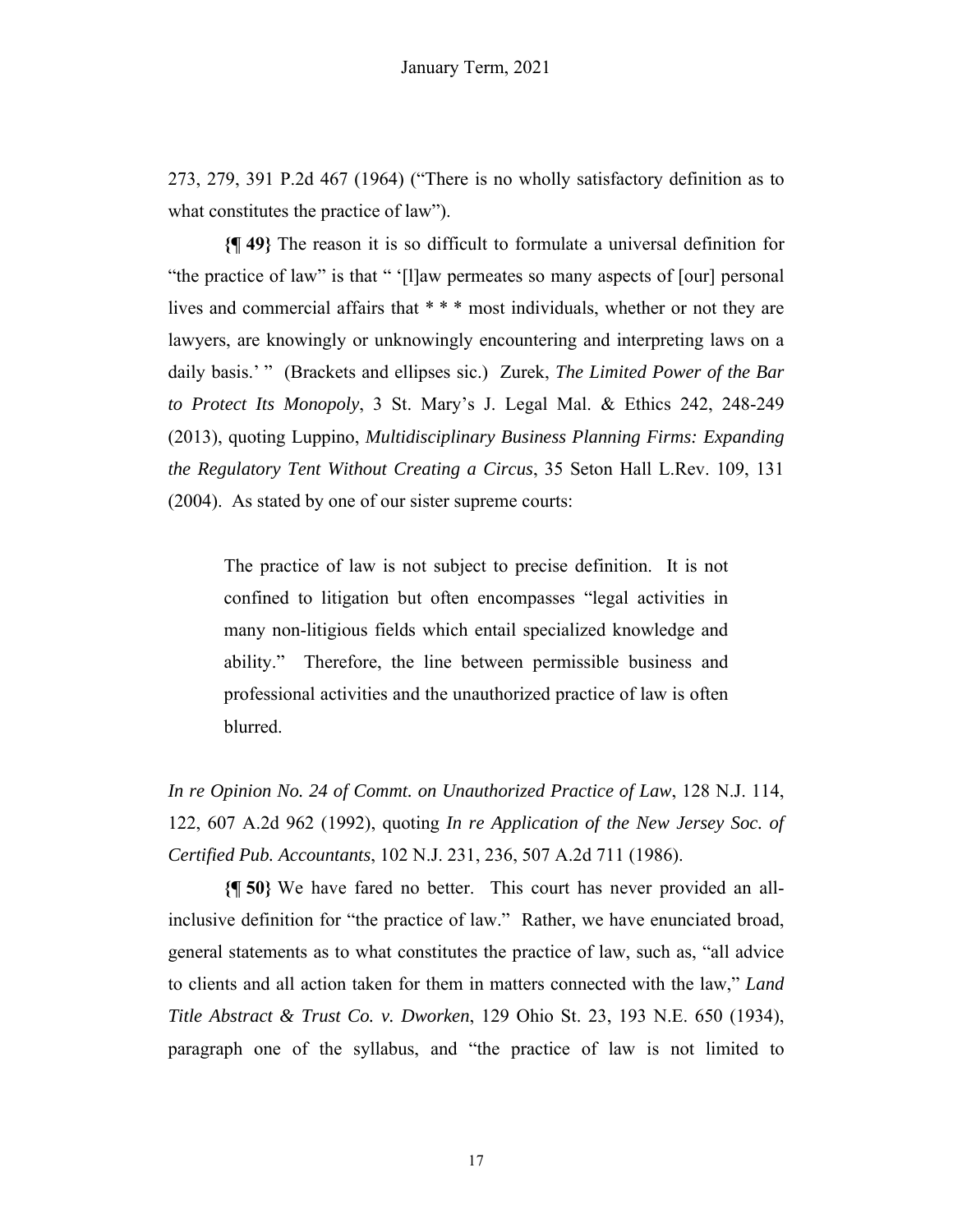273, 279, 391 P.2d 467 (1964) ("There is no wholly satisfactory definition as to what constitutes the practice of law").

**{¶ 49}** The reason it is so difficult to formulate a universal definition for "the practice of law" is that " '[l]aw permeates so many aspects of [our] personal lives and commercial affairs that * * * most individuals, whether or not they are lawyers, are knowingly or unknowingly encountering and interpreting laws on a daily basis.' " (Brackets and ellipses sic.) Zurek, *The Limited Power of the Bar to Protect Its Monopoly*, 3 St. Mary's J. Legal Mal. & Ethics 242, 248-249 (2013), quoting Luppino, *Multidisciplinary Business Planning Firms: Expanding the Regulatory Tent Without Creating a Circus*, 35 Seton Hall L.Rev. 109, 131 (2004). As stated by one of our sister supreme courts:

> The practice of law is not subject to precise definition. It is not confined to litigation but often encompasses "legal activities in many non-litigious fields which entail specialized knowledge and ability." Therefore, the line between permissible business and professional activities and the unauthorized practice of law is often blurred.

*In re Opinion No. 24 of Commt. on Unauthorized Practice of Law*, 128 N.J. 114, 122, 607 A.2d 962 (1992), quoting *In re Application of the New Jersey Soc. of Certified Pub. Accountants*, 102 N.J. 231, 236, 507 A.2d 711 (1986).

**{¶ 50}** We have fared no better. This court has never provided an all-inclusive definition for "the practice of law." Rather, we have enunciated broad, general statements as to what constitutes the practice of law, such as, "all advice to clients and all action taken for them in matters connected with the law," *Land Title Abstract & Trust Co. v. Dworken*, 129 Ohio St. 23, 193 N.E. 650 (1934), paragraph one of the syllabus, and "the practice of law is not limited to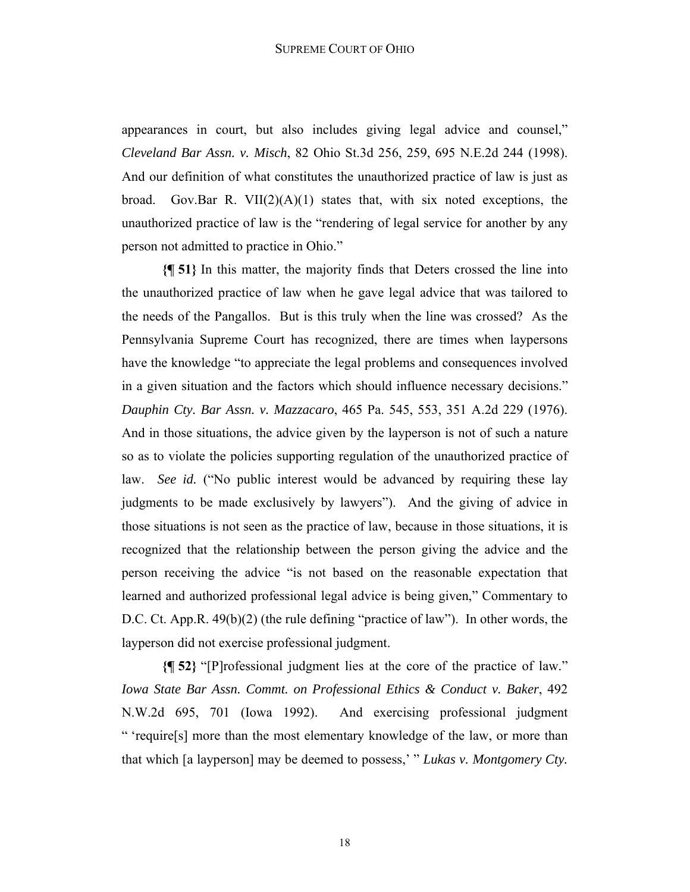appearances in court, but also includes giving legal advice and counsel," *Cleveland Bar Assn. v. Misch*, 82 Ohio St.3d 256, 259, 695 N.E.2d 244 (1998). And our definition of what constitutes the unauthorized practice of law is just as broad. Gov.Bar R. VII(2)(A)(1) states that, with six noted exceptions, the unauthorized practice of law is the "rendering of legal service for another by any person not admitted to practice in Ohio."

**{¶ 51}** In this matter, the majority finds that Deters crossed the line into the unauthorized practice of law when he gave legal advice that was tailored to the needs of the Pangallos. But is this truly when the line was crossed? As the Pennsylvania Supreme Court has recognized, there are times when laypersons have the knowledge "to appreciate the legal problems and consequences involved in a given situation and the factors which should influence necessary decisions." *Dauphin Cty. Bar Assn. v. Mazzacaro*, 465 Pa. 545, 553, 351 A.2d 229 (1976). And in those situations, the advice given by the layperson is not of such a nature so as to violate the policies supporting regulation of the unauthorized practice of law. *See id.* ("No public interest would be advanced by requiring these lay judgments to be made exclusively by lawyers"). And the giving of advice in those situations is not seen as the practice of law, because in those situations, it is recognized that the relationship between the person giving the advice and the person receiving the advice "is not based on the reasonable expectation that learned and authorized professional legal advice is being given," Commentary to D.C. Ct. App.R. 49(b)(2) (the rule defining "practice of law"). In other words, the layperson did not exercise professional judgment.

**{¶ 52}** "[P]rofessional judgment lies at the core of the practice of law." *Iowa State Bar Assn. Commt. on Professional Ethics & Conduct v. Baker*, 492 N.W.2d 695, 701 (Iowa 1992). And exercising professional judgment " 'require[s] more than the most elementary knowledge of the law, or more than that which [a layperson] may be deemed to possess,' " *Lukas v. Montgomery Cty.*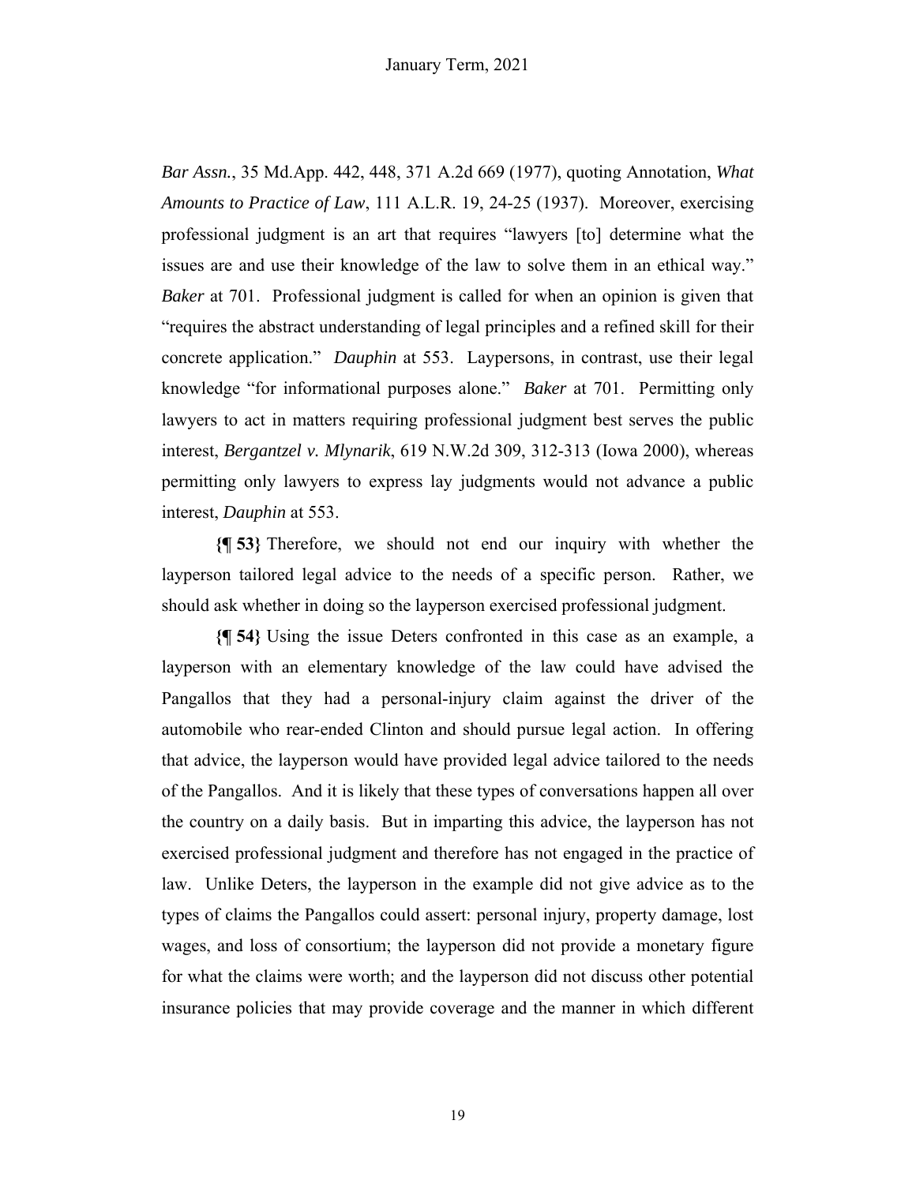*Bar Assn.*, 35 Md.App. 442, 448, 371 A.2d 669 (1977), quoting Annotation, *What Amounts to Practice of Law*, 111 A.L.R. 19, 24-25 (1937). Moreover, exercising professional judgment is an art that requires "lawyers [to] determine what the issues are and use their knowledge of the law to solve them in an ethical way." *Baker* at 701. Professional judgment is called for when an opinion is given that "requires the abstract understanding of legal principles and a refined skill for their concrete application." *Dauphin* at 553. Laypersons, in contrast, use their legal knowledge "for informational purposes alone." *Baker* at 701. Permitting only lawyers to act in matters requiring professional judgment best serves the public interest, *Bergantzel v. Mlynarik*, 619 N.W.2d 309, 312-313 (Iowa 2000), whereas permitting only lawyers to express lay judgments would not advance a public interest, *Dauphin* at 553.

**{¶ 53}** Therefore, we should not end our inquiry with whether the layperson tailored legal advice to the needs of a specific person. Rather, we should ask whether in doing so the layperson exercised professional judgment.

**{¶ 54}** Using the issue Deters confronted in this case as an example, a layperson with an elementary knowledge of the law could have advised the Pangallos that they had a personal-injury claim against the driver of the automobile who rear-ended Clinton and should pursue legal action. In offering that advice, the layperson would have provided legal advice tailored to the needs of the Pangallos. And it is likely that these types of conversations happen all over the country on a daily basis. But in imparting this advice, the layperson has not exercised professional judgment and therefore has not engaged in the practice of law. Unlike Deters, the layperson in the example did not give advice as to the types of claims the Pangallos could assert: personal injury, property damage, lost wages, and loss of consortium; the layperson did not provide a monetary figure for what the claims were worth; and the layperson did not discuss other potential insurance policies that may provide coverage and the manner in which different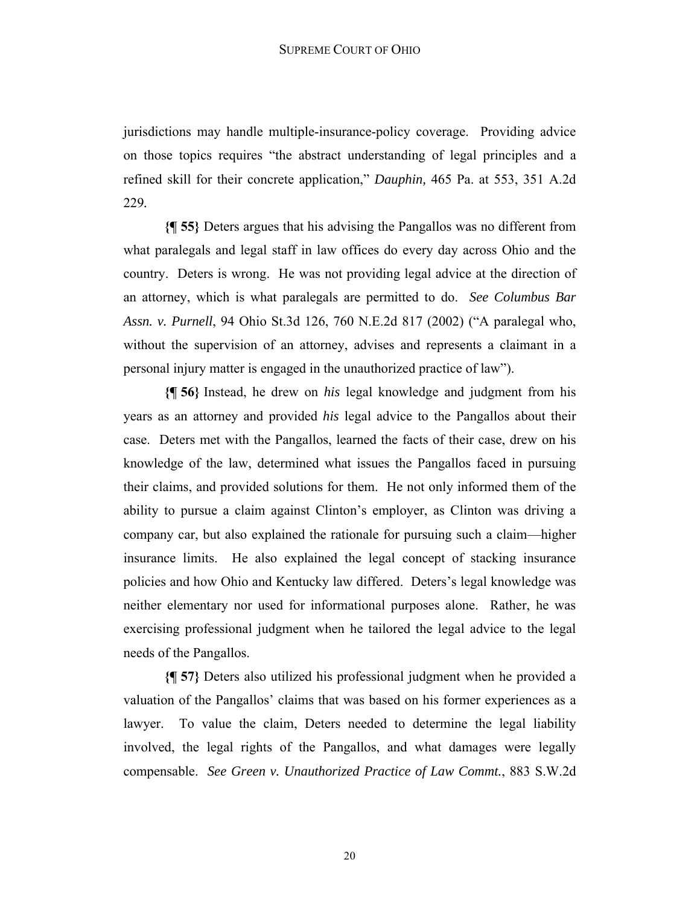jurisdictions may handle multiple-insurance-policy coverage. Providing advice on those topics requires "the abstract understanding of legal principles and a refined skill for their concrete application," *Dauphin,* 465 Pa. at 553, 351 A.2d 229.

**{¶ 55}** Deters argues that his advising the Pangallos was no different from what paralegals and legal staff in law offices do every day across Ohio and the country. Deters is wrong. He was not providing legal advice at the direction of an attorney, which is what paralegals are permitted to do. *See Columbus Bar Assn. v. Purnell*, 94 Ohio St.3d 126, 760 N.E.2d 817 (2002) ("A paralegal who, without the supervision of an attorney, advises and represents a claimant in a personal injury matter is engaged in the unauthorized practice of law").

**{¶ 56}** Instead, he drew on *his* legal knowledge and judgment from his years as an attorney and provided *his* legal advice to the Pangallos about their case. Deters met with the Pangallos, learned the facts of their case, drew on his knowledge of the law, determined what issues the Pangallos faced in pursuing their claims, and provided solutions for them. He not only informed them of the ability to pursue a claim against Clinton's employer, as Clinton was driving a company car, but also explained the rationale for pursuing such a claim—higher insurance limits. He also explained the legal concept of stacking insurance policies and how Ohio and Kentucky law differed. Deters's legal knowledge was neither elementary nor used for informational purposes alone. Rather, he was exercising professional judgment when he tailored the legal advice to the legal needs of the Pangallos.

**{¶ 57}** Deters also utilized his professional judgment when he provided a valuation of the Pangallos' claims that was based on his former experiences as a lawyer. To value the claim, Deters needed to determine the legal liability involved, the legal rights of the Pangallos, and what damages were legally compensable. *See Green v. Unauthorized Practice of Law Commt.*, 883 S.W.2d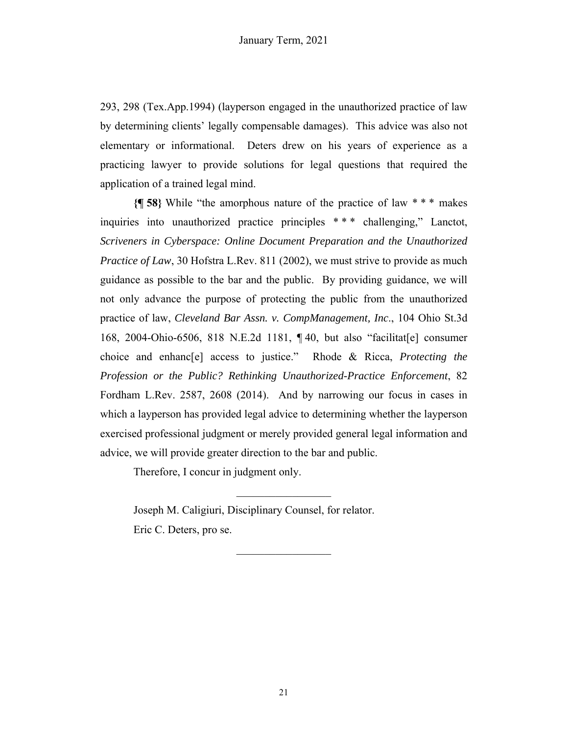293, 298 (Tex.App.1994) (layperson engaged in the unauthorized practice of law by determining clients' legally compensable damages). This advice was also not elementary or informational. Deters drew on his years of experience as a practicing lawyer to provide solutions for legal questions that required the application of a trained legal mind.

**{¶ 58}** While "the amorphous nature of the practice of law * * * makes inquiries into unauthorized practice principles * * * challenging," Lanctot, *Scriveners in Cyberspace: Online Document Preparation and the Unauthorized Practice of Law*, 30 Hofstra L.Rev. 811 (2002), we must strive to provide as much guidance as possible to the bar and the public. By providing guidance, we will not only advance the purpose of protecting the public from the unauthorized practice of law, *Cleveland Bar Assn. v. CompManagement, Inc*., 104 Ohio St.3d 168, 2004-Ohio-6506, 818 N.E.2d 1181, ¶ 40, but also "facilitat[e] consumer choice and enhanc[e] access to justice." Rhode & Ricca, *Protecting the Profession or the Public? Rethinking Unauthorized-Practice Enforcement*, 82 Fordham L.Rev. 2587, 2608 (2014). And by narrowing our focus in cases in which a layperson has provided legal advice to determining whether the layperson exercised professional judgment or merely provided general legal information and advice, we will provide greater direction to the bar and public.

Therefore, I concur in judgment only.

---

Joseph M. Caligiuri, Disciplinary Counsel, for relator.

Eric C. Deters, pro se.

---